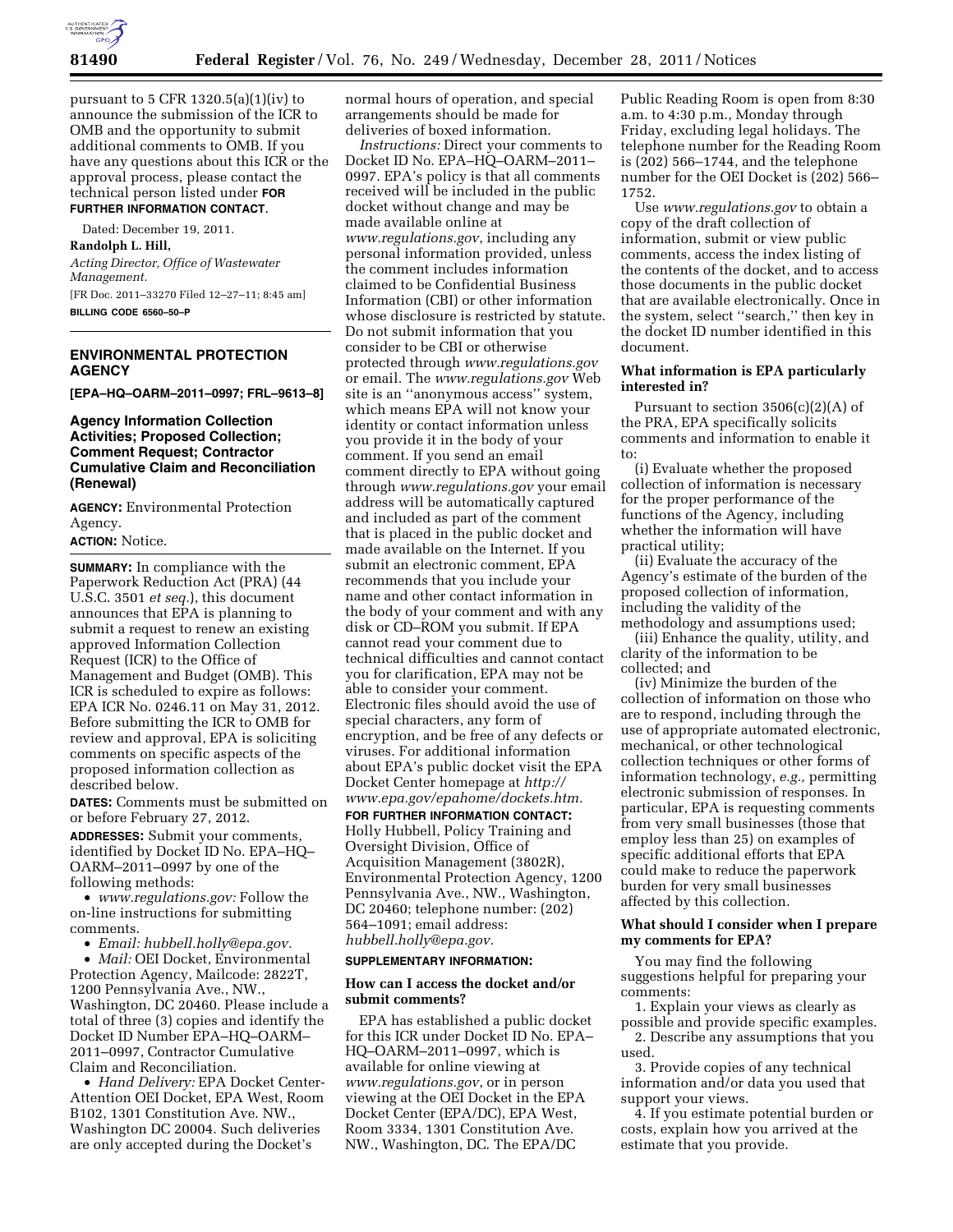pursuant to 5 CFR 1320.5(a)(1)(iv) to announce the submission of the ICR to OMB and the opportunity to submit additional comments to OMB. If you have any questions about this ICR or the approval process, please contact the technical person listed under **FOR FURTHER INFORMATION CONTACT**.

Dated: December 19, 2011.

**Randolph L. Hill,**

*Acting Director, Office of Wastewater Management.*

[FR Doc. 2011–33270 Filed 12–27–11; 8:45 am]

**BILLING CODE 6560–50–P**

---

## ENVIRONMENTAL PROTECTION AGENCY

**[EPA–HQ–OARM–2011–0997; FRL–9613–8]**

### Agency Information Collection Activities; Proposed Collection; Comment Request; Contractor Cumulative Claim and Reconciliation (Renewal)

**AGENCY:** Environmental Protection Agency.

**ACTION:** Notice.

**SUMMARY:** In compliance with the Paperwork Reduction Act (PRA) (44 U.S.C. 3501 *et seq.*), this document announces that EPA is planning to submit a request to renew an existing approved Information Collection Request (ICR) to the Office of Management and Budget (OMB). This ICR is scheduled to expire as follows: EPA ICR No. 0246.11 on May 31, 2012. Before submitting the ICR to OMB for review and approval, EPA is soliciting comments on specific aspects of the proposed information collection as described below.

**DATES:** Comments must be submitted on or before February 27, 2012.

**ADDRESSES:** Submit your comments, identified by Docket ID No. EPA–HQ–OARM–2011–0997 by one of the following methods:

- *www.regulations.gov:* Follow the on-line instructions for submitting comments.
- *Email: hubbell.holly@epa.gov.*
- *Mail:* OEI Docket, Environmental Protection Agency, Mailcode: 2822T, 1200 Pennsylvania Ave., NW., Washington, DC 20460. Please include a total of three (3) copies and identify the Docket ID Number EPA–HQ–OARM–2011–0997, Contractor Cumulative Claim and Reconciliation.
- *Hand Delivery:* EPA Docket Center-Attention OEI Docket, EPA West, Room B102, 1301 Constitution Ave. NW., Washington DC 20004. Such deliveries are only accepted during the Docket's normal hours of operation, and special arrangements should be made for deliveries of boxed information.

*Instructions:* Direct your comments to Docket ID No. EPA–HQ–OARM–2011–0997. EPA's policy is that all comments received will be included in the public docket without change and may be made available online at *www.regulations.gov*, including any personal information provided, unless the comment includes information claimed to be Confidential Business Information (CBI) or other information whose disclosure is restricted by statute. Do not submit information that you consider to be CBI or otherwise protected through *www.regulations.gov* or email. The *www.regulations.gov* Web site is an ''anonymous access'' system, which means EPA will not know your identity or contact information unless you provide it in the body of your comment. If you send an email comment directly to EPA without going through *www.regulations.gov* your email address will be automatically captured and included as part of the comment that is placed in the public docket and made available on the Internet. If you submit an electronic comment, EPA recommends that you include your name and other contact information in the body of your comment and with any disk or CD–ROM you submit. If EPA cannot read your comment due to technical difficulties and cannot contact you for clarification, EPA may not be able to consider your comment. Electronic files should avoid the use of special characters, any form of encryption, and be free of any defects or viruses. For additional information about EPA's public docket visit the EPA Docket Center homepage at *http://www.epa.gov/epahome/dockets.htm.*

**FOR FURTHER INFORMATION CONTACT:** Holly Hubbell, Policy Training and Oversight Division, Office of Acquisition Management (3802R), Environmental Protection Agency, 1200 Pennsylvania Ave., NW., Washington, DC 20460; telephone number: (202) 564–1091; email address: *hubbell.holly@epa.gov.*

**SUPPLEMENTARY INFORMATION:**

#### How can I access the docket and/or submit comments?

EPA has established a public docket for this ICR under Docket ID No. EPA–HQ–OARM–2011–0997, which is available for online viewing at *www.regulations.gov*, or in person viewing at the OEI Docket in the EPA Docket Center (EPA/DC), EPA West, Room 3334, 1301 Constitution Ave. NW., Washington, DC. The EPA/DC Public Reading Room is open from 8:30 a.m. to 4:30 p.m., Monday through Friday, excluding legal holidays. The telephone number for the Reading Room is (202) 566–1744, and the telephone number for the OEI Docket is (202) 566–1752.

Use *www.regulations.gov* to obtain a copy of the draft collection of information, submit or view public comments, access the index listing of the contents of the docket, and to access those documents in the public docket that are available electronically. Once in the system, select ''search,'' then key in the docket ID number identified in this document.

#### What information is EPA particularly interested in?

Pursuant to section 3506(c)(2)(A) of the PRA, EPA specifically solicits comments and information to enable it to:

(i) Evaluate whether the proposed collection of information is necessary for the proper performance of the functions of the Agency, including whether the information will have practical utility;

(ii) Evaluate the accuracy of the Agency's estimate of the burden of the proposed collection of information, including the validity of the methodology and assumptions used;

(iii) Enhance the quality, utility, and clarity of the information to be collected; and

(iv) Minimize the burden of the collection of information on those who are to respond, including through the use of appropriate automated electronic, mechanical, or other technological collection techniques or other forms of information technology, *e.g.,* permitting electronic submission of responses. In particular, EPA is requesting comments from very small businesses (those that employ less than 25) on examples of specific additional efforts that EPA could make to reduce the paperwork burden for very small businesses affected by this collection.

#### What should I consider when I prepare my comments for EPA?

You may find the following suggestions helpful for preparing your comments:

1. Explain your views as clearly as possible and provide specific examples.
2. Describe any assumptions that you used.
3. Provide copies of any technical information and/or data you used that support your views.
4. If you estimate potential burden or costs, explain how you arrived at the estimate that you provide.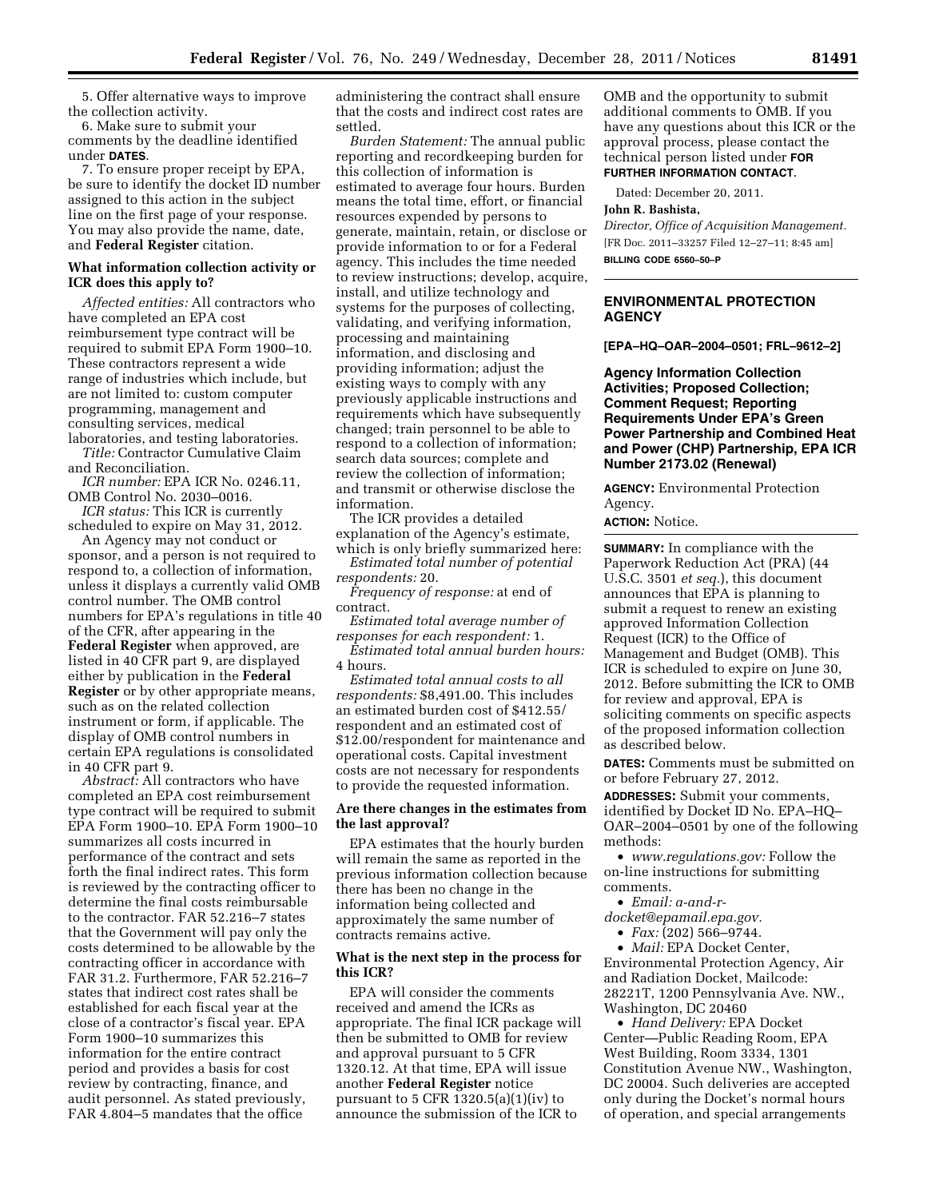5. Offer alternative ways to improve the collection activity.

6. Make sure to submit your comments by the deadline identified under **DATES**.

7. To ensure proper receipt by EPA, be sure to identify the docket ID number assigned to this action in the subject line on the first page of your response. You may also provide the name, date, and **Federal Register** citation.

### What information collection activity or ICR does this apply to?

*Affected entities:* All contractors who have completed an EPA cost reimbursement type contract will be required to submit EPA Form 1900–10. These contractors represent a wide range of industries which include, but are not limited to: custom computer programming, management and consulting services, medical laboratories, and testing laboratories.

*Title:* Contractor Cumulative Claim and Reconciliation.

*ICR number:* EPA ICR No. 0246.11, OMB Control No. 2030–0016.

*ICR status:* This ICR is currently scheduled to expire on May 31, 2012.

An Agency may not conduct or sponsor, and a person is not required to respond to, a collection of information, unless it displays a currently valid OMB control number. The OMB control numbers for EPA's regulations in title 40 of the CFR, after appearing in the **Federal Register** when approved, are listed in 40 CFR part 9, are displayed either by publication in the **Federal Register** or by other appropriate means, such as on the related collection instrument or form, if applicable. The display of OMB control numbers in certain EPA regulations is consolidated in 40 CFR part 9.

*Abstract:* All contractors who have completed an EPA cost reimbursement type contract will be required to submit EPA Form 1900–10. EPA Form 1900–10 summarizes all costs incurred in performance of the contract and sets forth the final indirect rates. This form is reviewed by the contracting officer to determine the final costs reimbursable to the contractor. FAR 52.216–7 states that the Government will pay only the costs determined to be allowable by the contracting officer in accordance with FAR 31.2. Furthermore, FAR 52.216–7 states that indirect cost rates shall be established for each fiscal year at the close of a contractor's fiscal year. EPA Form 1900–10 summarizes this information for the entire contract period and provides a basis for cost review by contracting, finance, and audit personnel. As stated previously, FAR 4.804–5 mandates that the office administering the contract shall ensure that the costs and indirect cost rates are settled.

*Burden Statement:* The annual public reporting and recordkeeping burden for this collection of information is estimated to average four hours. Burden means the total time, effort, or financial resources expended by persons to generate, maintain, retain, or disclose or provide information to or for a Federal agency. This includes the time needed to review instructions; develop, acquire, install, and utilize technology and systems for the purposes of collecting, validating, and verifying information, processing and maintaining information, and disclosing and providing information; adjust the existing ways to comply with any previously applicable instructions and requirements which have subsequently changed; train personnel to be able to respond to a collection of information; search data sources; complete and review the collection of information; and transmit or otherwise disclose the information.

The ICR provides a detailed explanation of the Agency's estimate, which is only briefly summarized here:

*Estimated total number of potential respondents:* 20.

*Frequency of response:* at end of contract.

*Estimated total average number of responses for each respondent:* 1.

*Estimated total annual burden hours:* 4 hours.

*Estimated total annual costs to all respondents:* $8,491.00. This includes an estimated burden cost of $412.55/respondent and an estimated cost of $12.00/respondent for maintenance and operational costs. Capital investment costs are not necessary for respondents to provide the requested information.

### Are there changes in the estimates from the last approval?

EPA estimates that the hourly burden will remain the same as reported in the previous information collection because there has been no change in the information being collected and approximately the same number of contracts remains active.

### What is the next step in the process for this ICR?

EPA will consider the comments received and amend the ICRs as appropriate. The final ICR package will then be submitted to OMB for review and approval pursuant to 5 CFR 1320.12. At that time, EPA will issue another **Federal Register** notice pursuant to 5 CFR 1320.5(a)(1)(iv) to announce the submission of the ICR to OMB and the opportunity to submit additional comments to OMB. If you have any questions about this ICR or the approval process, please contact the technical person listed under **FOR FURTHER INFORMATION CONTACT**.

Dated: December 20, 2011.

**John R. Bashista,**

*Director, Office of Acquisition Management.*

[FR Doc. 2011–33257 Filed 12–27–11; 8:45 am]

**BILLING CODE 6560–50–P**

---

## ENVIRONMENTAL PROTECTION AGENCY

**[EPA–HQ–OAR–2004–0501; FRL–9612–2]**

## Agency Information Collection Activities; Proposed Collection; Comment Request; Reporting Requirements Under EPA's Green Power Partnership and Combined Heat and Power (CHP) Partnership, EPA ICR Number 2173.02 (Renewal)

**AGENCY:** Environmental Protection Agency.

**ACTION:** Notice.

**SUMMARY:** In compliance with the Paperwork Reduction Act (PRA) (44 U.S.C. 3501 *et seq.*), this document announces that EPA is planning to submit a request to renew an existing approved Information Collection Request (ICR) to the Office of Management and Budget (OMB). This ICR is scheduled to expire on June 30, 2012. Before submitting the ICR to OMB for review and approval, EPA is soliciting comments on specific aspects of the proposed information collection as described below.

**DATES:** Comments must be submitted on or before February 27, 2012.

**ADDRESSES:** Submit your comments, identified by Docket ID No. EPA–HQ–OAR–2004–0501 by one of the following methods:

- *www.regulations.gov:* Follow the on-line instructions for submitting comments.
- *Email: a-and-r-docket@epamail.epa.gov.*
- *Fax:* (202) 566–9744.
- *Mail:* EPA Docket Center, Environmental Protection Agency, Air and Radiation Docket, Mailcode: 28221T, 1200 Pennsylvania Ave. NW., Washington, DC 20460
- *Hand Delivery:* EPA Docket Center—Public Reading Room, EPA West Building, Room 3334, 1301 Constitution Avenue NW., Washington, DC 20004. Such deliveries are accepted only during the Docket's normal hours of operation, and special arrangements